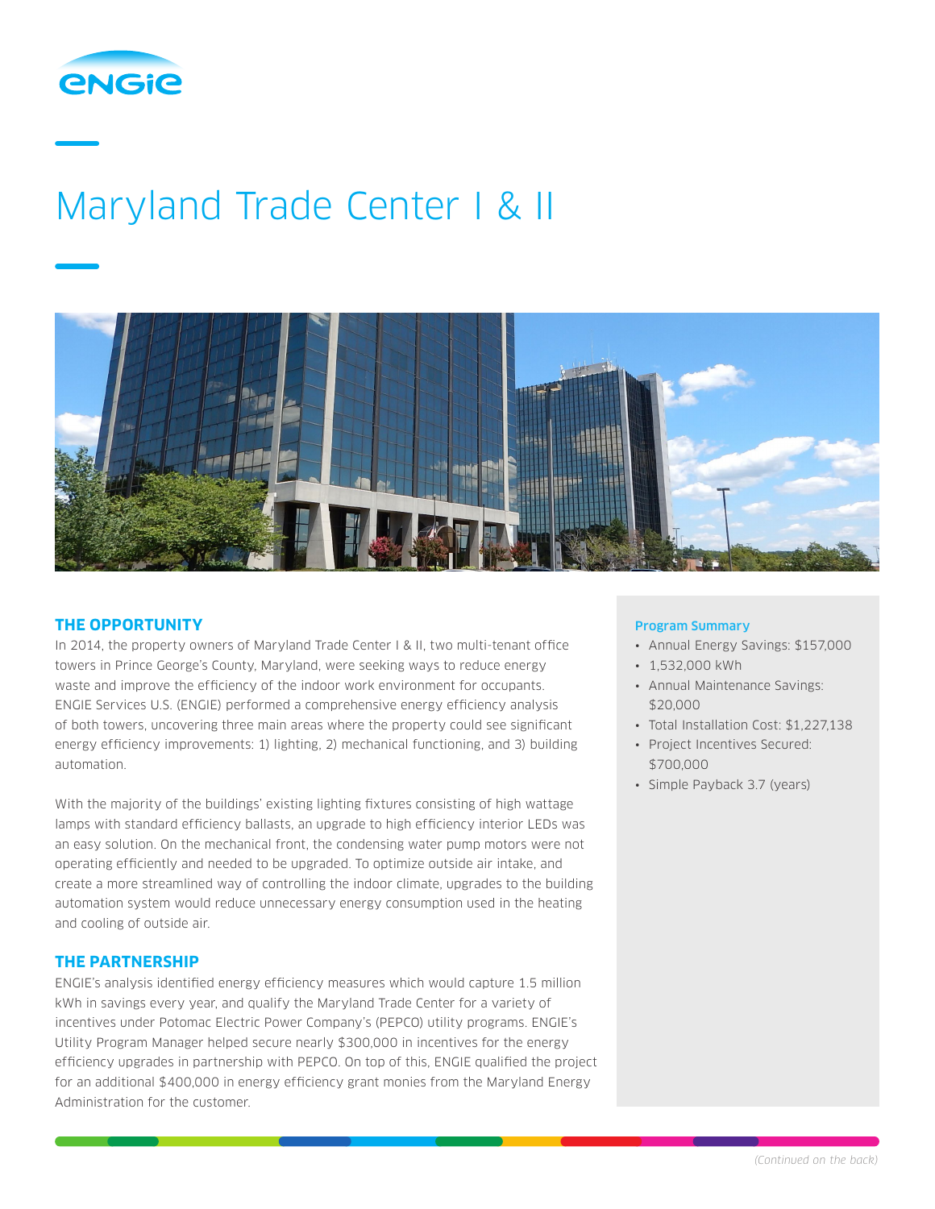# Maryland Trade Center I & II

## THE OPPORTUNITY

In 2014, the property owners of Maryland Trade Center I & II, two multi-tenant office towers in Prince George's County, Maryland, were seeking ways to reduce energy waste and improve the efficiency of the indoor work environment for occupants. ENGIE Services U.S. (ENGIE) performed a comprehensive energy efficiency analysis of both towers, uncovering three main areas where the property could see significant energy efficiency improvements: 1) lighting, 2) mechanical functioning, and 3) building automation.

With the majority of the buildings' existing lighting fixtures consisting of high wattage lamps with standard efficiency ballasts, an upgrade to high efficiency interior LEDs was an easy solution. On the mechanical front, the condensing water pump motors were not operating efficiently and needed to be upgraded. To optimize outside air intake, and create a more streamlined way of controlling the indoor climate, upgrades to the building automation system would reduce unnecessary energy consumption used in the heating and cooling of outside air.

## THE PARTNERSHIP

ENGIE's analysis identified energy efficiency measures which would capture 1.5 million kWh in savings every year, and qualify the Maryland Trade Center for a variety of incentives under Potomac Electric Power Company's (PEPCO) utility programs. ENGIE's Utility Program Manager helped secure nearly $300,000 in incentives for the energy efficiency upgrades in partnership with PEPCO. On top of this, ENGIE qualified the project for an additional $400,000 in energy efficiency grant monies from the Maryland Energy Administration for the customer.

### Program Summary

- Annual Energy Savings: $157,000
- 1,532,000 kWh
- Annual Maintenance Savings: $20,000
- Total Installation Cost: $1,227,138
- Project Incentives Secured: $700,000
- Simple Payback 3.7 (years)

*(Continued on the back)*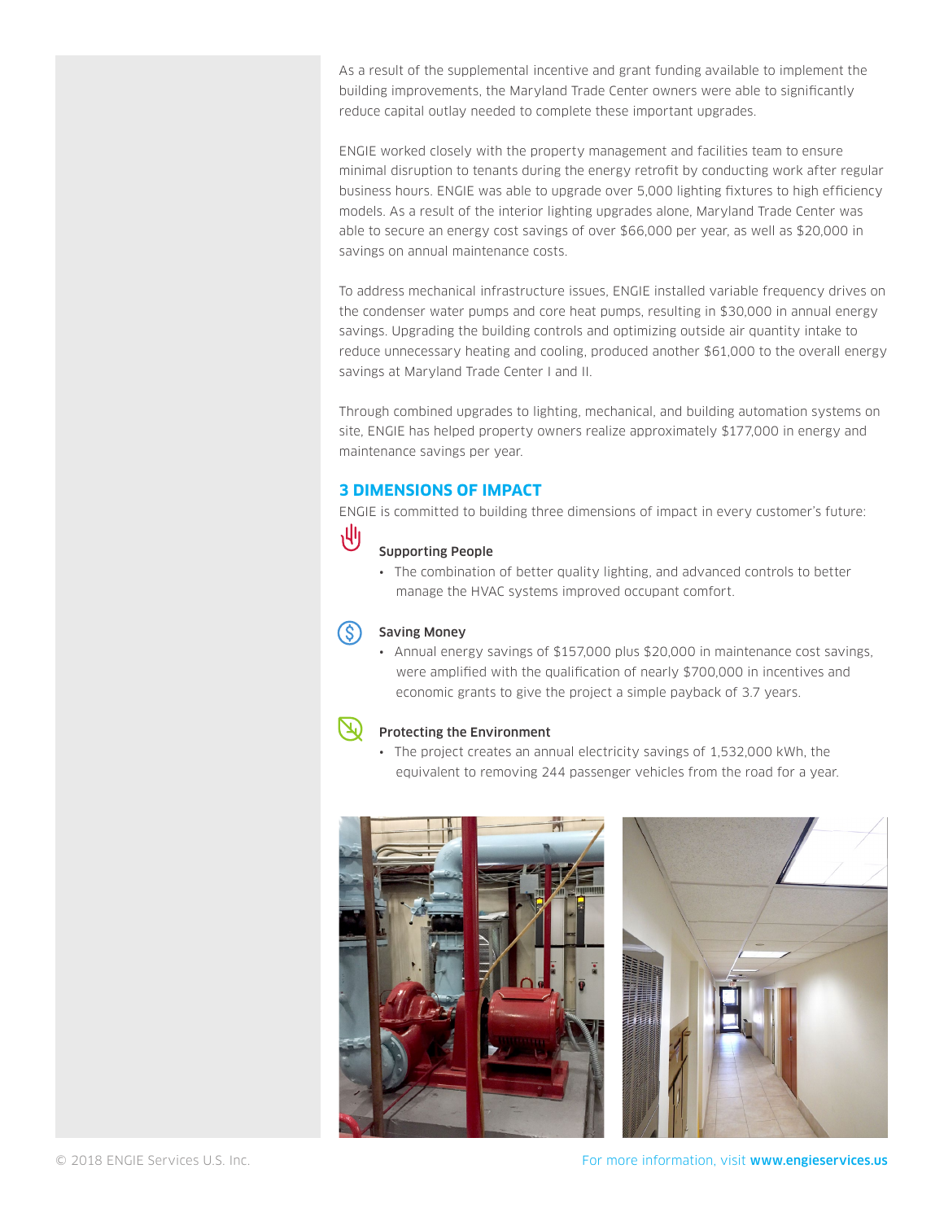As a result of the supplemental incentive and grant funding available to implement the building improvements, the Maryland Trade Center owners were able to significantly reduce capital outlay needed to complete these important upgrades.

ENGIE worked closely with the property management and facilities team to ensure minimal disruption to tenants during the energy retrofit by conducting work after regular business hours. ENGIE was able to upgrade over 5,000 lighting fixtures to high efficiency models. As a result of the interior lighting upgrades alone, Maryland Trade Center was able to secure an energy cost savings of over $66,000 per year, as well as $20,000 in savings on annual maintenance costs.

To address mechanical infrastructure issues, ENGIE installed variable frequency drives on the condenser water pumps and core heat pumps, resulting in $30,000 in annual energy savings. Upgrading the building controls and optimizing outside air quantity intake to reduce unnecessary heating and cooling, produced another $61,000 to the overall energy savings at Maryland Trade Center I and II.

Through combined upgrades to lighting, mechanical, and building automation systems on site, ENGIE has helped property owners realize approximately $177,000 in energy and maintenance savings per year.

## 3 DIMENSIONS OF IMPACT

ENGIE is committed to building three dimensions of impact in every customer's future:

### Supporting People

- The combination of better quality lighting, and advanced controls to better manage the HVAC systems improved occupant comfort.

### Saving Money

- Annual energy savings of $157,000 plus $20,000 in maintenance cost savings, were amplified with the qualification of nearly $700,000 in incentives and economic grants to give the project a simple payback of 3.7 years.

### Protecting the Environment

- The project creates an annual electricity savings of 1,532,000 kWh, the equivalent to removing 244 passenger vehicles from the road for a year.

© 2018 ENGIE Services U.S. Inc.

For more information, visit **www.engieservices.us**